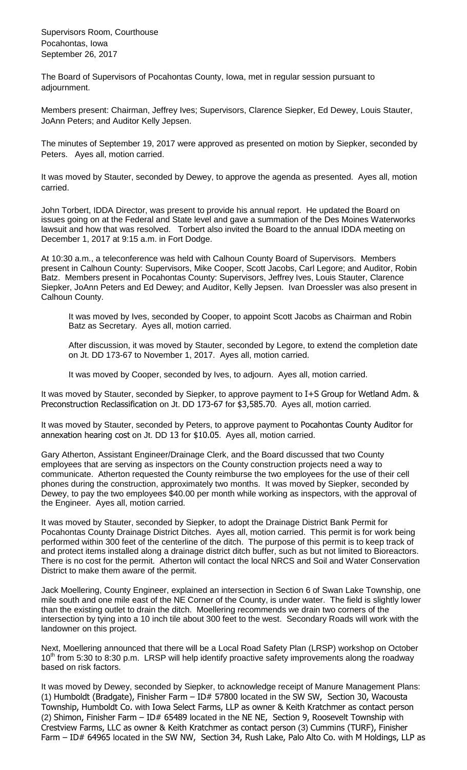Supervisors Room, Courthouse
Pocahontas, Iowa
September 26, 2017

The Board of Supervisors of Pocahontas County, Iowa, met in regular session pursuant to adjournment.

Members present: Chairman, Jeffrey Ives; Supervisors, Clarence Siepker, Ed Dewey, Louis Stauter, JoAnn Peters; and Auditor Kelly Jepsen.

The minutes of September 19, 2017 were approved as presented on motion by Siepker, seconded by Peters. Ayes all, motion carried.

It was moved by Stauter, seconded by Dewey, to approve the agenda as presented. Ayes all, motion carried.

John Torbert, IDDA Director, was present to provide his annual report. He updated the Board on issues going on at the Federal and State level and gave a summation of the Des Moines Waterworks lawsuit and how that was resolved. Torbert also invited the Board to the annual IDDA meeting on December 1, 2017 at 9:15 a.m. in Fort Dodge.

At 10:30 a.m., a teleconference was held with Calhoun County Board of Supervisors. Members present in Calhoun County: Supervisors, Mike Cooper, Scott Jacobs, Carl Legore; and Auditor, Robin Batz. Members present in Pocahontas County: Supervisors, Jeffrey Ives, Louis Stauter, Clarence Siepker, JoAnn Peters and Ed Dewey; and Auditor, Kelly Jepsen. Ivan Droessler was also present in Calhoun County.

> It was moved by Ives, seconded by Cooper, to appoint Scott Jacobs as Chairman and Robin Batz as Secretary. Ayes all, motion carried.
>
> After discussion, it was moved by Stauter, seconded by Legore, to extend the completion date on Jt. DD 173-67 to November 1, 2017. Ayes all, motion carried.
>
> It was moved by Cooper, seconded by Ives, to adjourn. Ayes all, motion carried.

It was moved by Stauter, seconded by Siepker, to approve payment to I+S Group for Wetland Adm. & Preconstruction Reclassification on Jt. DD 173-67 for $3,585.70. Ayes all, motion carried.

It was moved by Stauter, seconded by Peters, to approve payment to Pocahontas County Auditor for annexation hearing cost on Jt. DD 13 for $10.05. Ayes all, motion carried.

Gary Atherton, Assistant Engineer/Drainage Clerk, and the Board discussed that two County employees that are serving as inspectors on the County construction projects need a way to communicate. Atherton requested the County reimburse the two employees for the use of their cell phones during the construction, approximately two months. It was moved by Siepker, seconded by Dewey, to pay the two employees $40.00 per month while working as inspectors, with the approval of the Engineer. Ayes all, motion carried.

It was moved by Stauter, seconded by Siepker, to adopt the Drainage District Bank Permit for Pocahontas County Drainage District Ditches. Ayes all, motion carried. This permit is for work being performed within 300 feet of the centerline of the ditch. The purpose of this permit is to keep track of and protect items installed along a drainage district ditch buffer, such as but not limited to Bioreactors. There is no cost for the permit. Atherton will contact the local NRCS and Soil and Water Conservation District to make them aware of the permit.

Jack Moellering, County Engineer, explained an intersection in Section 6 of Swan Lake Township, one mile south and one mile east of the NE Corner of the County, is under water. The field is slightly lower than the existing outlet to drain the ditch. Moellering recommends we drain two corners of the intersection by tying into a 10 inch tile about 300 feet to the west. Secondary Roads will work with the landowner on this project.

Next, Moellering announced that there will be a Local Road Safety Plan (LRSP) workshop on October 10th from 5:30 to 8:30 p.m. LRSP will help identify proactive safety improvements along the roadway based on risk factors.

It was moved by Dewey, seconded by Siepker, to acknowledge receipt of Manure Management Plans: (1) Humboldt (Bradgate), Finisher Farm – ID# 57800 located in the SW SW, Section 30, Wacousta Township, Humboldt Co. with Iowa Select Farms, LLP as owner & Keith Kratchmer as contact person (2) Shimon, Finisher Farm – ID# 65489 located in the NE NE, Section 9, Roosevelt Township with Crestview Farms, LLC as owner & Keith Kratchmer as contact person (3) Cummins (TURF), Finisher Farm – ID# 64965 located in the SW NW, Section 34, Rush Lake, Palo Alto Co. with M Holdings, LLP as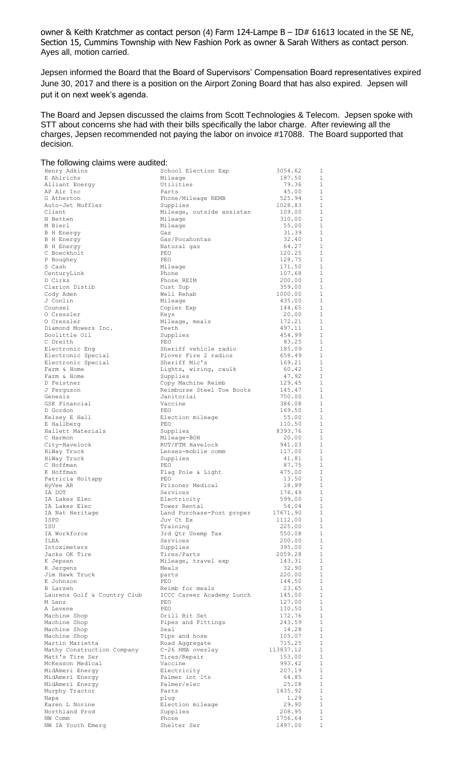owner & Keith Kratchmer as contact person (4) Farm 124-Lampe B – ID# 61613 located in the SE NE, Section 15, Cummins Township with New Fashion Pork as owner & Sarah Withers as contact person. Ayes all, motion carried.

Jepsen informed the Board that the Board of Supervisors' Compensation Board representatives expired June 30, 2017 and there is a position on the Airport Zoning Board that has also expired. Jepsen will put it on next week's agenda.

The Board and Jepsen discussed the claims from Scott Technologies & Telecom. Jepsen spoke with STT about concerns she had with their bills specifically the labor charge. After reviewing all the charges, Jepsen recommended not paying the labor on invoice #17088. The Board supported that decision.

The following claims were audited:

| | | | |
|---|---|---|---|
| Henry Adkins | School Election Exp | 3054.62 | 1 |
| E Ahlrichs | Mileage | 187.50 | 1 |
| Alliant Energy | Utilities | 79.36 | 1 |
| AP Air Inc | Parts | 45.00 | 1 |
| G Atherton | Phone/Mileage REMB | 525.94 | 1 |
| Auto-Jet Muffler | Supplies | 1028.83 | 1 |
| Client | Mileage, outside assistan | 109.00 | 1 |
| N Betten | Mileage | 310.00 | 1 |
| M Bierl | Mileage | 55.00 | 1 |
| B H Energy | Gas | 31.39 | 1 |
| B H Energy | Gas/Pocahontas | 32.40 | 1 |
| B H Energy | Natural gas | 64.27 | 1 |
| C Boeckholt | PEO | 120.25 | 1 |
| P Boughey | PEO | 128.75 | 1 |
| S Cash | Mileage | 171.50 | 1 |
| CenturyLink | Phone | 107.68 | 1 |
| D Cirks | Phone REIM | 200.00 | 1 |
| Clarion Distib | Cust Sup | 359.00 | 1 |
| Cody Aden | Well Rehab | 1000.00 | 1 |
| J Conlin | Mileage | 435.00 | 1 |
| Counsel | Copier Exp | 144.65 | 1 |
| O Cressler | Keys | 20.00 | 1 |
| O Cressler | Mileage, meals | 172.21 | 1 |
| Diamond Mowers Inc. | Teeth | 497.11 | 1 |
| Doolittle Oil | Supplies | 454.99 | 1 |
| C Dreith | PEO | 83.25 | 1 |
| Electronic Eng | Sheriff vehicle radio | 185.09 | 1 |
| Electronic Special | Plover Fire 2 radios | 658.49 | 1 |
| Electronic Special | Sheriff Mic's | 169.21 | 1 |
| Farm & Home | Lights, wiring, caulk | 60.42 | 1 |
| Farm & Home | Supplies | 47.92 | 1 |
| D Feistner | Copy Machine Reimb | 129.45 | 1 |
| J Ferguson | Reimburse Steel Toe Boots | 145.47 | 1 |
| Genesis | Janitorial | 750.00 | 1 |
| GSK Financial | Vaccine | 386.08 | 1 |
| D Gordon | PEO | 169.50 | 1 |
| Kelsey E Hall | Election mileage | 55.00 | 1 |
| E Hallberg | PEO | 110.50 | 1 |
| Hallett Materials | Supplies | 8393.76 | 1 |
| C Harmon | Mileage-BOH | 20.00 | 1 |
| City-Havelock | RUT/FTM Havelock | 941.03 | 1 |
| HiWay Truck | Lenses-mobile comm | 117.00 | 1 |
| HiWay Truck | Supplies | 41.81 | 1 |
| C Hoffman | PEO | 87.75 | 1 |
| K Hoffman | Flag Pole & Light | 475.00 | 1 |
| Patricia Holtapp | PEO | 13.50 | 1 |
| HyVee AR | Prisoner Medical | 18.99 | 1 |
| IA DOT | Services | 176.49 | 1 |
| IA Lakes Elec | Electricity | 599.00 | 1 |
| IA Lakes Elec | Tower Rental | 54.04 | 1 |
| IA Nat Heritage | Land Purchase-Post proper | 17671.90 | 1 |
| ISPD | Juv Ct Ex | 1112.00 | 1 |
| ISU | Training | 225.00 | 1 |
| IA Workforce | 3rd Qtr Unemp Tax | 550.08 | 1 |
| ILEA | Services | 200.00 | 1 |
| Intoximeters | Supplies | 395.00 | 1 |
| Jacks OK Tire | Tires/Parts | 2059.28 | 1 |
| K Jepsen | Mileage, travel exp | 143.31 | 1 |
| R Jergens | Meals | 32.90 | 1 |
| Jim Hawk Truck | parts | 220.00 | 1 |
| K Johnson | PEO | 144.50 | 1 |
| B Larsen | Reimb for meals | 23.65 | 1 |
| Laurens Golf & Country Club | ICCC Career Academy Lunch | 145.00 | 1 |
| M Lenz | PEO | 127.00 | 1 |
| A Levene | PEO | 110.50 | 1 |
| Machine Shop | Drill Bit Set | 172.76 | 1 |
| Machine Shop | Pipes and Fittings | 243.59 | 1 |
| Machine Shop | Seal | 14.28 | 1 |
| Machine Shop | Tips and hose | 105.07 | 1 |
| Martin Marietta | Road Aggregate | 715.25 | 1 |
| Mathy Construction Company | C-26 HMA overlay | 113837.12 | 1 |
| Matt's Tire Ser | Tires/Repair | 153.00 | 1 |
| McKesson Medical | Vaccine | 993.42 | 1 |
| MidAmeri Energy | Electricity | 207.19 | 1 |
| MidAmeri Energy | Palmer int lts | 64.85 | 1 |
| MidAmeri Energy | Palmer/elec | 25.08 | 1 |
| Murphy Tractor | Parts | 1435.92 | 1 |
| Napa | plug | 1.29 | 1 |
| Karen L Norine | Election mileage | 29.90 | 1 |
| Northland Prod | Supplies | 208.95 | 1 |
| NW Comm | Phone | 1756.64 | 1 |
| NW IA Youth Emerg | Shelter Ser | 1497.00 | 1 |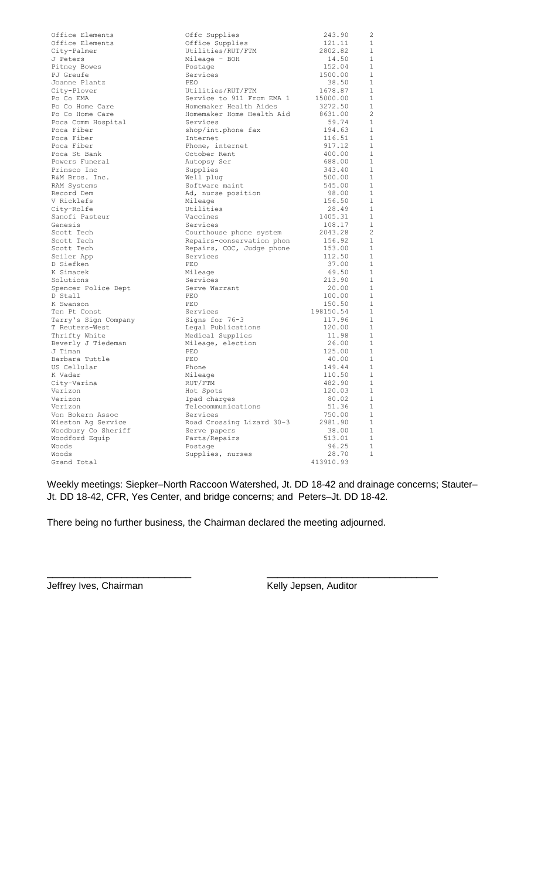| | | | |
|---|---|---|---|
| Office Elements | Offc Supplies | 243.90 | 2 |
| Office Elements | Office Supplies | 121.11 | 1 |
| City-Palmer | Utilities/RUT/FTM | 2802.82 | 1 |
| J Peters | Mileage - BOH | 14.50 | 1 |
| Pitney Bowes | Postage | 152.04 | 1 |
| PJ Greufe | Services | 1500.00 | 1 |
| Joanne Plantz | PEO | 38.50 | 1 |
| City-Plover | Utilities/RUT/FTM | 1678.87 | 1 |
| Po Co EMA | Service to 911 From EMA 1 | 15000.00 | 1 |
| Po Co Home Care | Homemaker Health Aides | 3272.50 | 1 |
| Po Co Home Care | Homemaker Home Health Aid | 8631.00 | 2 |
| Poca Comm Hospital | Services | 59.74 | 1 |
| Poca Fiber | shop/int.phone fax | 194.63 | 1 |
| Poca Fiber | Internet | 116.51 | 1 |
| Poca Fiber | Phone, internet | 917.12 | 1 |
| Poca St Bank | October Rent | 400.00 | 1 |
| Powers Funeral | Autopsy Ser | 688.00 | 1 |
| Prinsco Inc | Supplies | 343.40 | 1 |
| R&M Bros. Inc. | Well plug | 500.00 | 1 |
| RAM Systems | Software maint | 545.00 | 1 |
| Record Dem | Ad, nurse position | 98.00 | 1 |
| V Ricklefs | Mileage | 156.50 | 1 |
| City-Rolfe | Utilities | 28.49 | 1 |
| Sanofi Pasteur | Vaccines | 1405.31 | 1 |
| Genesis | Services | 108.17 | 1 |
| Scott Tech | Courthouse phone system | 2043.28 | 2 |
| Scott Tech | Repairs-conservation phon | 156.92 | 1 |
| Scott Tech | Repairs, COC, Judge phone | 153.00 | 1 |
| Seiler App | Services | 112.50 | 1 |
| D Siefken | PEO | 37.00 | 1 |
| K Simacek | Mileage | 69.50 | 1 |
| Solutions | Services | 213.90 | 1 |
| Spencer Police Dept | Serve Warrant | 20.00 | 1 |
| D Stall | PEO | 100.00 | 1 |
| K Swanson | PEO | 150.50 | 1 |
| Ten Pt Const | Services | 198150.54 | 1 |
| Terry's Sign Company | Signs for 76-3 | 117.96 | 1 |
| T Reuters-West | Legal Publications | 120.00 | 1 |
| Thrifty White | Medical Supplies | 11.98 | 1 |
| Beverly J Tiedeman | Mileage, election | 26.00 | 1 |
| J Timan | PEO | 125.00 | 1 |
| Barbara Tuttle | PEO | 40.00 | 1 |
| US Cellular | Phone | 149.44 | 1 |
| K Vadar | Mileage | 110.50 | 1 |
| City-Varina | RUT/FTM | 482.90 | 1 |
| Verizon | Hot Spots | 120.03 | 1 |
| Verizon | Ipad charges | 80.02 | 1 |
| Verizon | Telecommunications | 51.36 | 1 |
| Von Bokern Assoc | Services | 750.00 | 1 |
| Wieston Ag Service | Road Crossing Lizard 30-3 | 2981.90 | 1 |
| Woodbury Co Sheriff | Serve papers | 38.00 | 1 |
| Woodford Equip | Parts/Repairs | 513.01 | 1 |
| Woods | Postage | 96.25 | 1 |
| Woods | Supplies, nurses | 28.70 | 1 |
| Grand Total | | 413910.93 | |

Weekly meetings: Siepker–North Raccoon Watershed, Jt. DD 18-42 and drainage concerns; Stauter–Jt. DD 18-42, CFR, Yes Center, and bridge concerns; and Peters–Jt. DD 18-42.

There being no further business, the Chairman declared the meeting adjourned.

\_\_\_\_\_\_\_\_\_\_\_\_\_\_\_\_\_\_\_\_\_\_\_\_\_\_\_ \_\_\_\_\_\_\_\_\_\_\_\_\_\_\_\_\_\_\_\_\_\_\_\_\_\_\_\_\_\_\_

Jeffrey Ives, Chairman Kelly Jepsen, Auditor